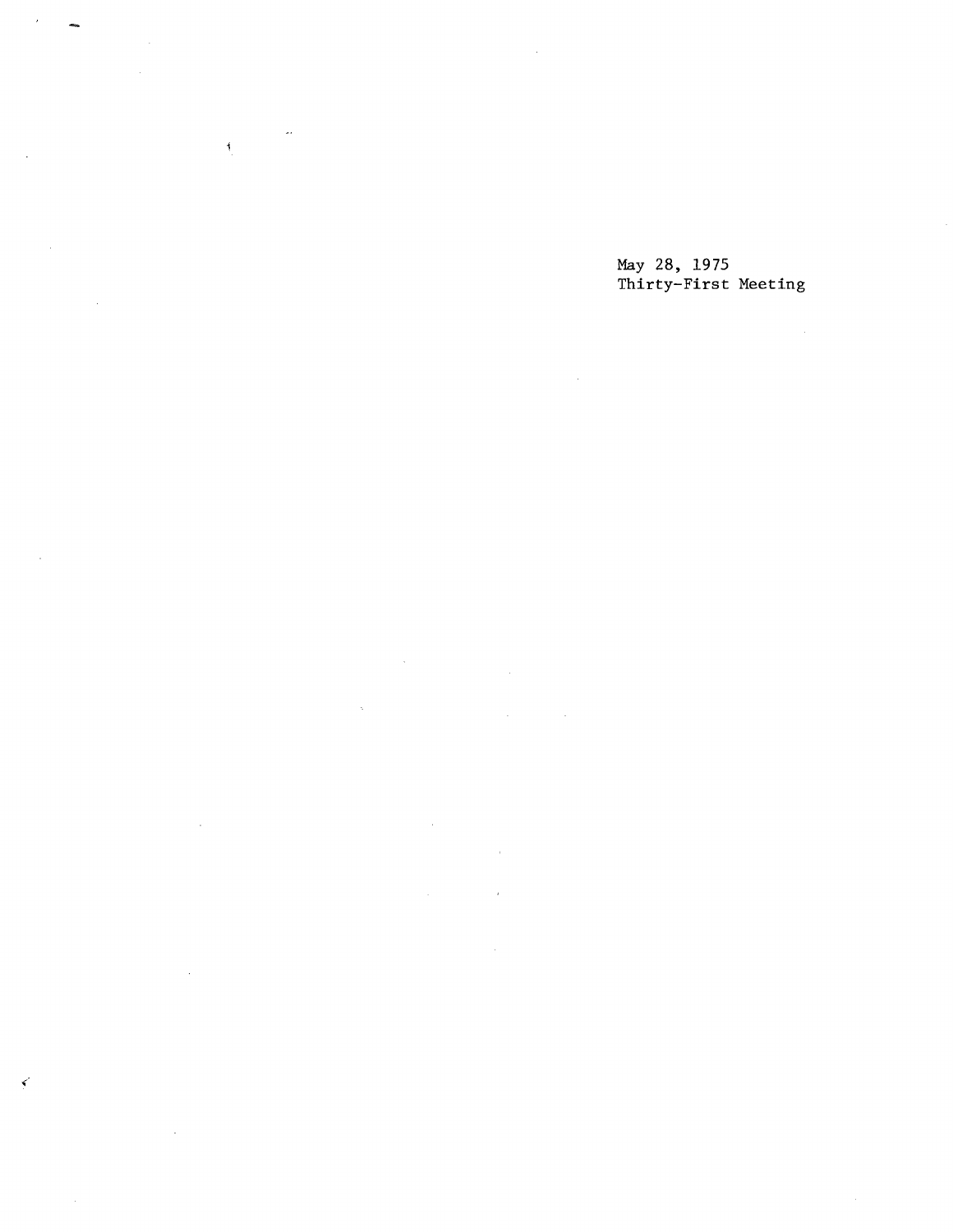May 28, 1975
Thirty-First Meeting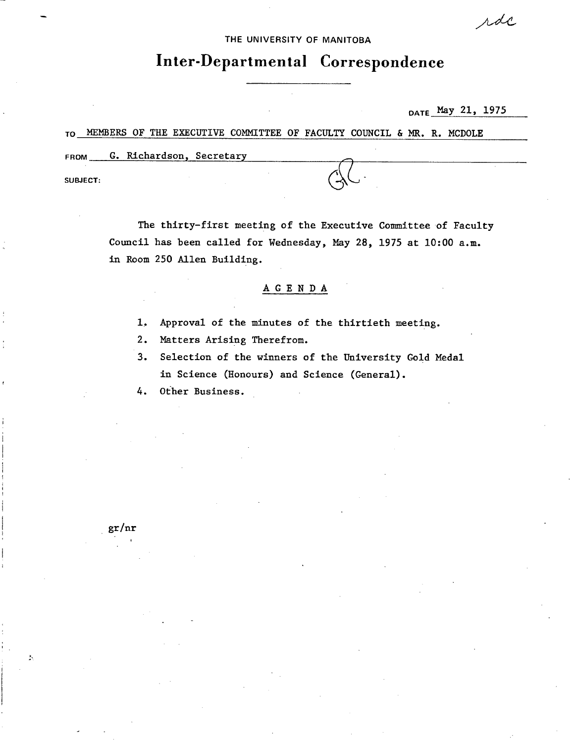rdc

THE UNIVERSITY OF MANITOBA

# Inter-Departmental Correspondence

DATE May 21, 1975

TO MEMBERS OF THE EXECUTIVE COMMITTEE OF FACULTY COUNCIL & MR. R. MCDOLE

FROM G. Richardson, Secretary

SUBJECT:

The thirty-first meeting of the Executive Committee of Faculty Council has been called for Wednesday, May 28, 1975 at 10:00 a.m. in Room 250 Allen Building.

## AGENDA

1. Approval of the minutes of the thirtieth meeting.
2. Matters Arising Therefrom.
3. Selection of the winners of the University Gold Medal in Science (Honours) and Science (General).
4. Other Business.

gr/nr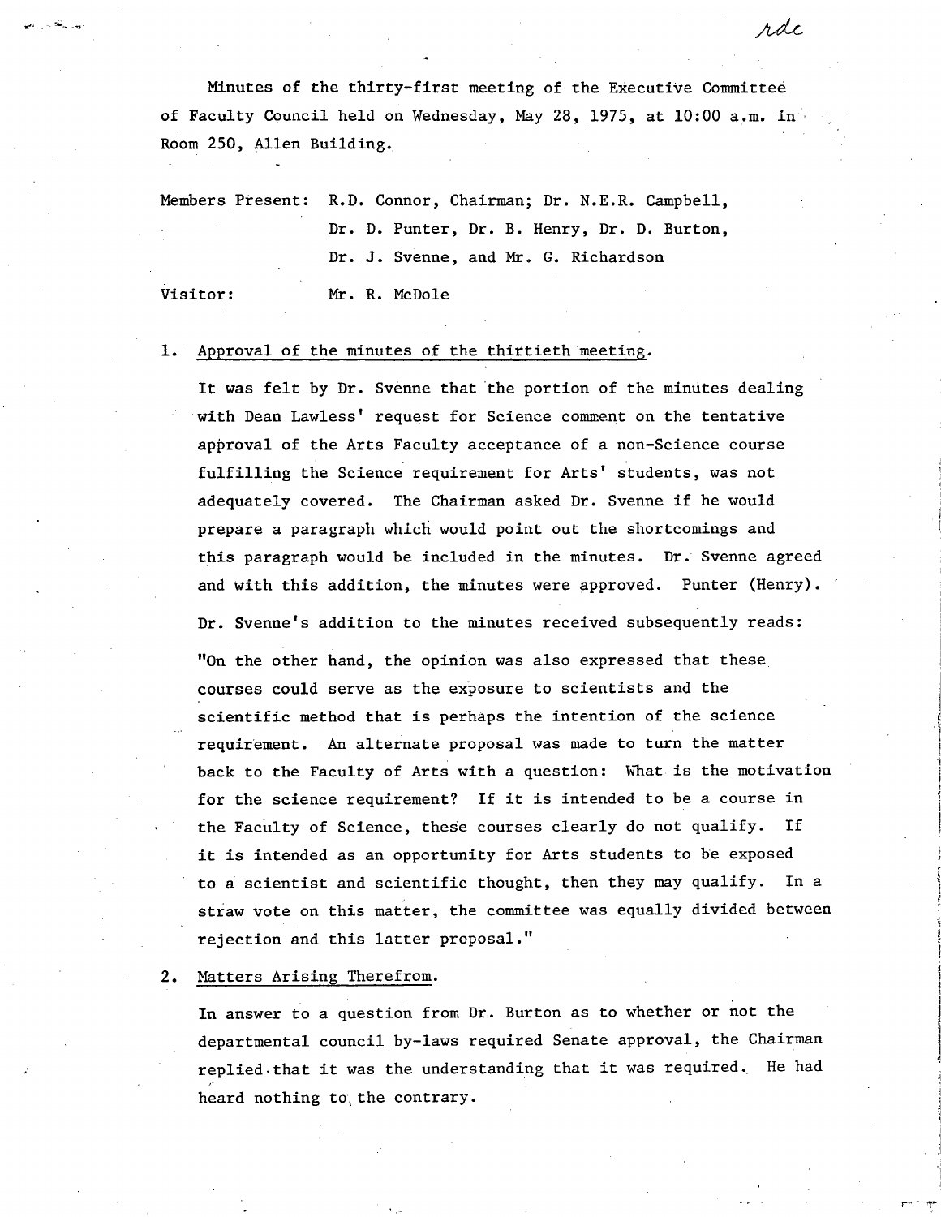rde

Minutes of the thirty-first meeting of the Executive Committee of Faculty Council held on Wednesday, May 28, 1975, at 10:00 a.m. in Room 250, Allen Building.

Members Present: R.D. Connor, Chairman; Dr. N.E.R. Campbell, Dr. D. Punter, Dr. B. Henry, Dr. D. Burton, Dr. J. Svenne, and Mr. G. Richardson

Visitor: Mr. R. McDole

1. Approval of the minutes of the thirtieth meeting.

   It was felt by Dr. Svenne that the portion of the minutes dealing with Dean Lawless' request for Science comment on the tentative approval of the Arts Faculty acceptance of a non-Science course fulfilling the Science requirement for Arts' students, was not adequately covered. The Chairman asked Dr. Svenne if he would prepare a paragraph which would point out the shortcomings and this paragraph would be included in the minutes. Dr. Svenne agreed and with this addition, the minutes were approved. Punter (Henry).

   Dr. Svenne's addition to the minutes received subsequently reads:

   "On the other hand, the opinion was also expressed that these courses could serve as the exposure to scientists and the scientific method that is perhaps the intention of the science requirement. An alternate proposal was made to turn the matter back to the Faculty of Arts with a question: What is the motivation for the science requirement? If it is intended to be a course in the Faculty of Science, these courses clearly do not qualify. If it is intended as an opportunity for Arts students to be exposed to a scientist and scientific thought, then they may qualify. In a straw vote on this matter, the committee was equally divided between rejection and this latter proposal."

2. Matters Arising Therefrom.

   In answer to a question from Dr. Burton as to whether or not the departmental council by-laws required Senate approval, the Chairman replied that it was the understanding that it was required. He had heard nothing to the contrary.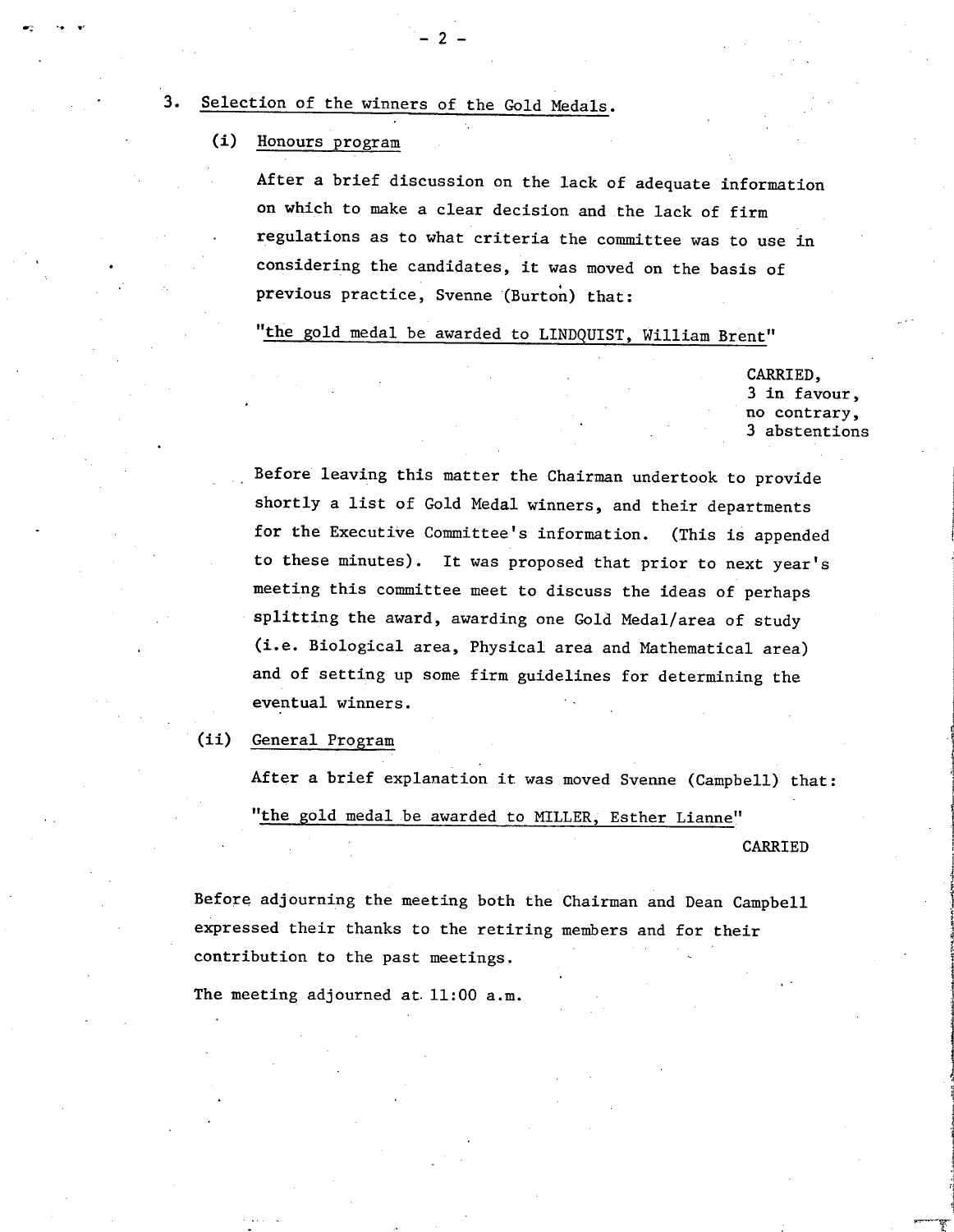3. <u>Selection of the winners of the Gold Medals.</u>

   (i) <u>Honours program</u>

   After a brief discussion on the lack of adequate information on which to make a clear decision and the lack of firm regulations as to what criteria the committee was to use in considering the candidates, it was moved on the basis of previous practice, Svenne (Burton) that:

   <u>"the gold medal be awarded to LINDQUIST, William Brent"</u>

   CARRIED,
   3 in favour,
   no contrary,
   3 abstentions

   Before leaving this matter the Chairman undertook to provide shortly a list of Gold Medal winners, and their departments for the Executive Committee's information. (This is appended to these minutes). It was proposed that prior to next year's meeting this committee meet to discuss the ideas of perhaps splitting the award, awarding one Gold Medal/area of study (i.e. Biological area, Physical area and Mathematical area) and of setting up some firm guidelines for determining the eventual winners.

   (ii) <u>General Program</u>

   After a brief explanation it was moved Svenne (Campbell) that:

   <u>"the gold medal be awarded to MILLER, Esther Lianne"</u>

   CARRIED

Before adjourning the meeting both the Chairman and Dean Campbell expressed their thanks to the retiring members and for their contribution to the past meetings.

The meeting adjourned at 11:00 a.m.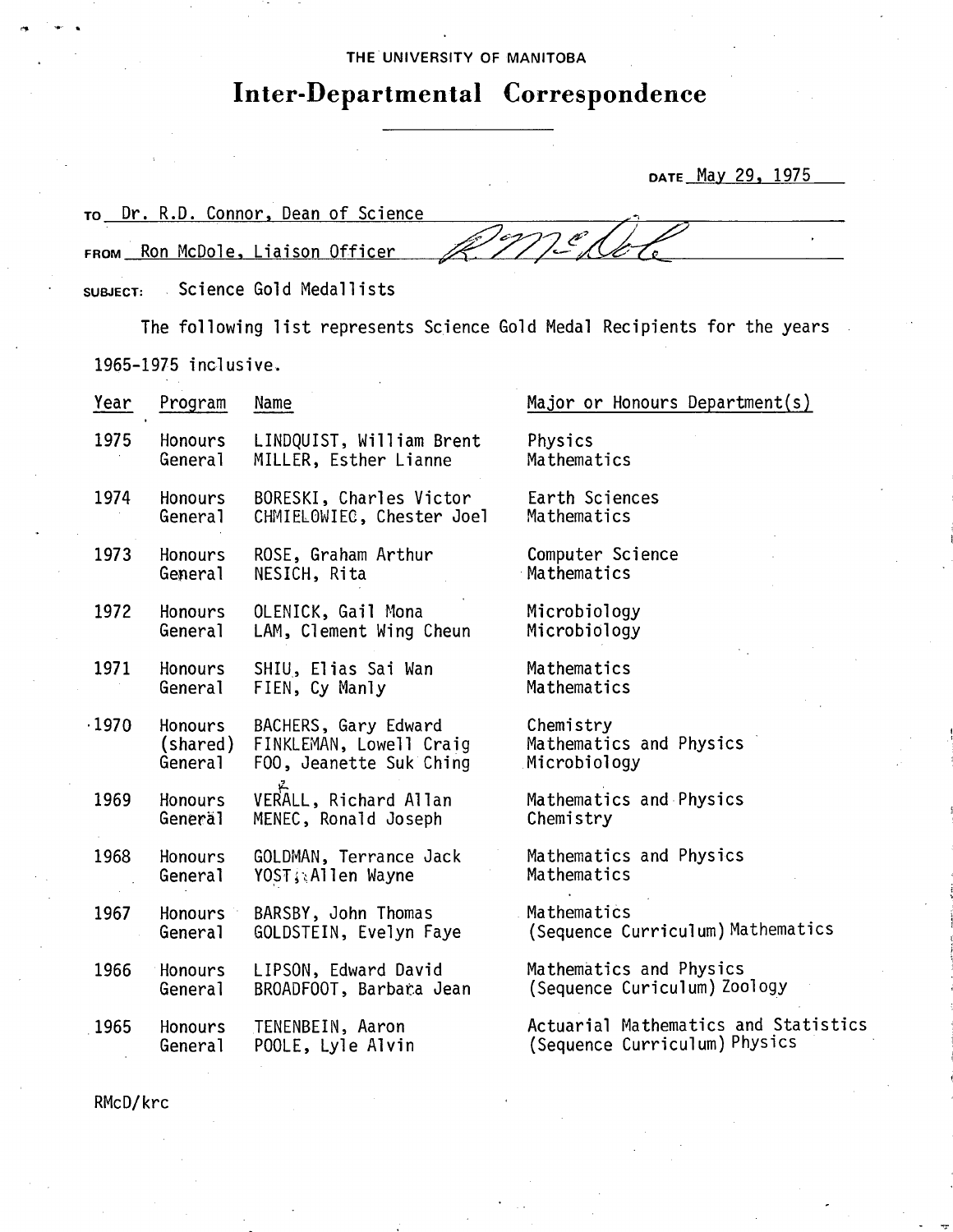THE UNIVERSITY OF MANITOBA

# Inter-Departmental Correspondence

DATE May 29, 1975

TO Dr. R.D. Connor, Dean of Science

FROM Ron McDole, Liaison Officer

SUBJECT: Science Gold Medallists

The following list represents Science Gold Medal Recipients for the years 1965-1975 inclusive.

| Year | Program | Name | Major or Honours Department(s) |
|---|---|---|---|
| 1975 | Honours | LINDQUIST, William Brent | Physics |
| | General | MILLER, Esther Lianne | Mathematics |
| 1974 | Honours | BORESKI, Charles Victor | Earth Sciences |
| | General | CHMIELOWIEC, Chester Joel | Mathematics |
| 1973 | Honours | ROSE, Graham Arthur | Computer Science |
| | General | NESICH, Rita | Mathematics |
| 1972 | Honours | OLENICK, Gail Mona | Microbiology |
| | General | LAM, Clement Wing Cheun | Microbiology |
| 1971 | Honours | SHIU, Elias Sai Wan | Mathematics |
| | General | FIEN, Cy Manly | Mathematics |
| 1970 | Honours | BACHERS, Gary Edward | Chemistry |
| | (shared) | FINKLEMAN, Lowell Craig | Mathematics and Physics |
| | General | FOO, Jeanette Suk Ching | Microbiology |
| 1969 | Honours | VERALL, Richard Allan | Mathematics and Physics |
| | General | MENEC, Ronald Joseph | Chemistry |
| 1968 | Honours | GOLDMAN, Terrance Jack | Mathematics and Physics |
| | General | YOST, Allen Wayne | Mathematics |
| 1967 | Honours | BARSBY, John Thomas | Mathematics |
| | General | GOLDSTEIN, Evelyn Faye | (Sequence Curriculum) Mathematics |
| 1966 | Honours | LIPSON, Edward David | Mathematics and Physics |
| | General | BROADFOOT, Barbara Jean | (Sequence Curiculum) Zoology |
| 1965 | Honours | TENENBEIN, Aaron | Actuarial Mathematics and Statistics |
| | General | POOLE, Lyle Alvin | (Sequence Curriculum) Physics |

RMcD/krc